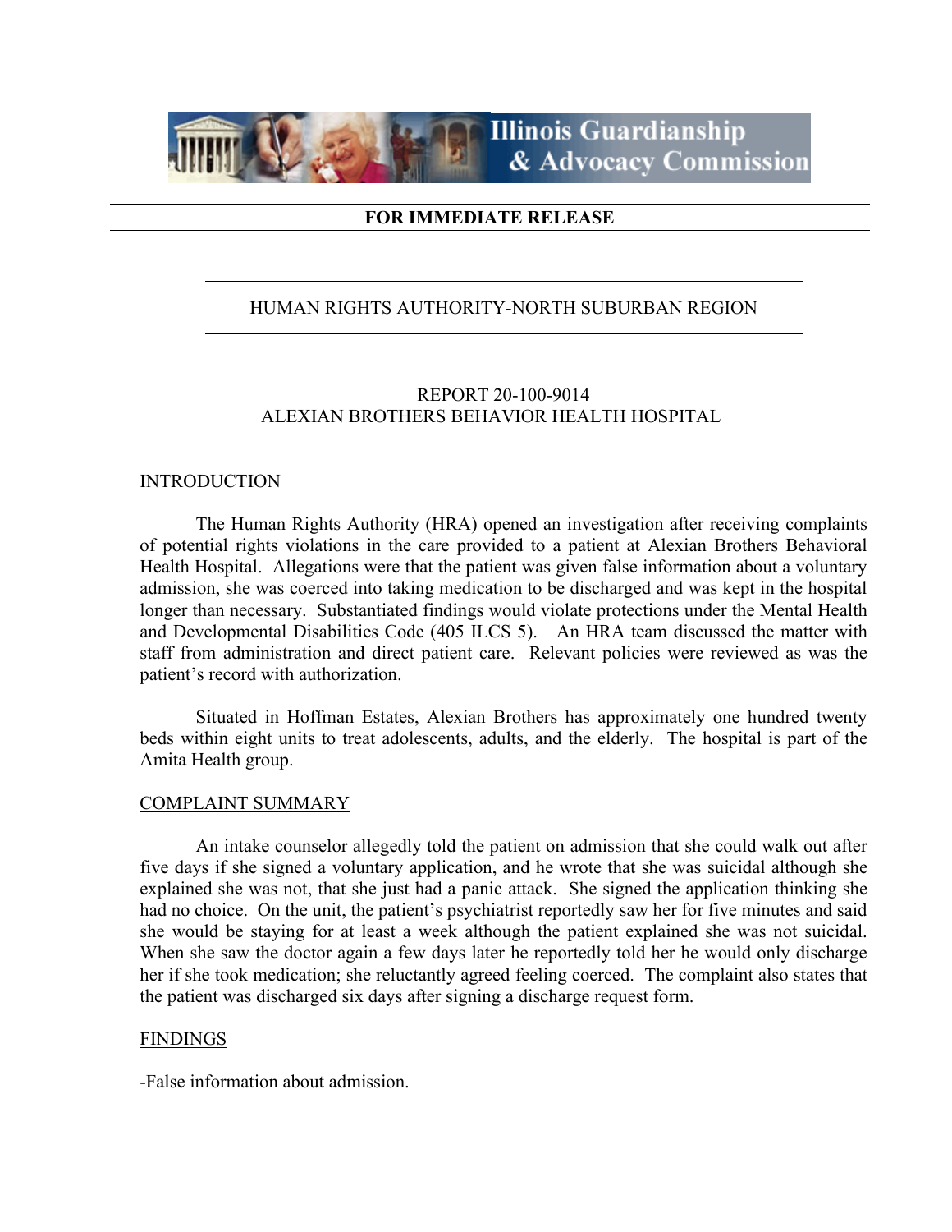# Illinois Guardianship & Advocacy Commission

**FOR IMMEDIATE RELEASE**

HUMAN RIGHTS AUTHORITY-NORTH SUBURBAN REGION

REPORT 20-100-9014
ALEXIAN BROTHERS BEHAVIOR HEALTH HOSPITAL

## INTRODUCTION

The Human Rights Authority (HRA) opened an investigation after receiving complaints of potential rights violations in the care provided to a patient at Alexian Brothers Behavioral Health Hospital. Allegations were that the patient was given false information about a voluntary admission, she was coerced into taking medication to be discharged and was kept in the hospital longer than necessary. Substantiated findings would violate protections under the Mental Health and Developmental Disabilities Code (405 ILCS 5). An HRA team discussed the matter with staff from administration and direct patient care. Relevant policies were reviewed as was the patient's record with authorization.

Situated in Hoffman Estates, Alexian Brothers has approximately one hundred twenty beds within eight units to treat adolescents, adults, and the elderly. The hospital is part of the Amita Health group.

## COMPLAINT SUMMARY

An intake counselor allegedly told the patient on admission that she could walk out after five days if she signed a voluntary application, and he wrote that she was suicidal although she explained she was not, that she just had a panic attack. She signed the application thinking she had no choice. On the unit, the patient's psychiatrist reportedly saw her for five minutes and said she would be staying for at least a week although the patient explained she was not suicidal. When she saw the doctor again a few days later he reportedly told her he would only discharge her if she took medication; she reluctantly agreed feeling coerced. The complaint also states that the patient was discharged six days after signing a discharge request form.

## FINDINGS

-False information about admission.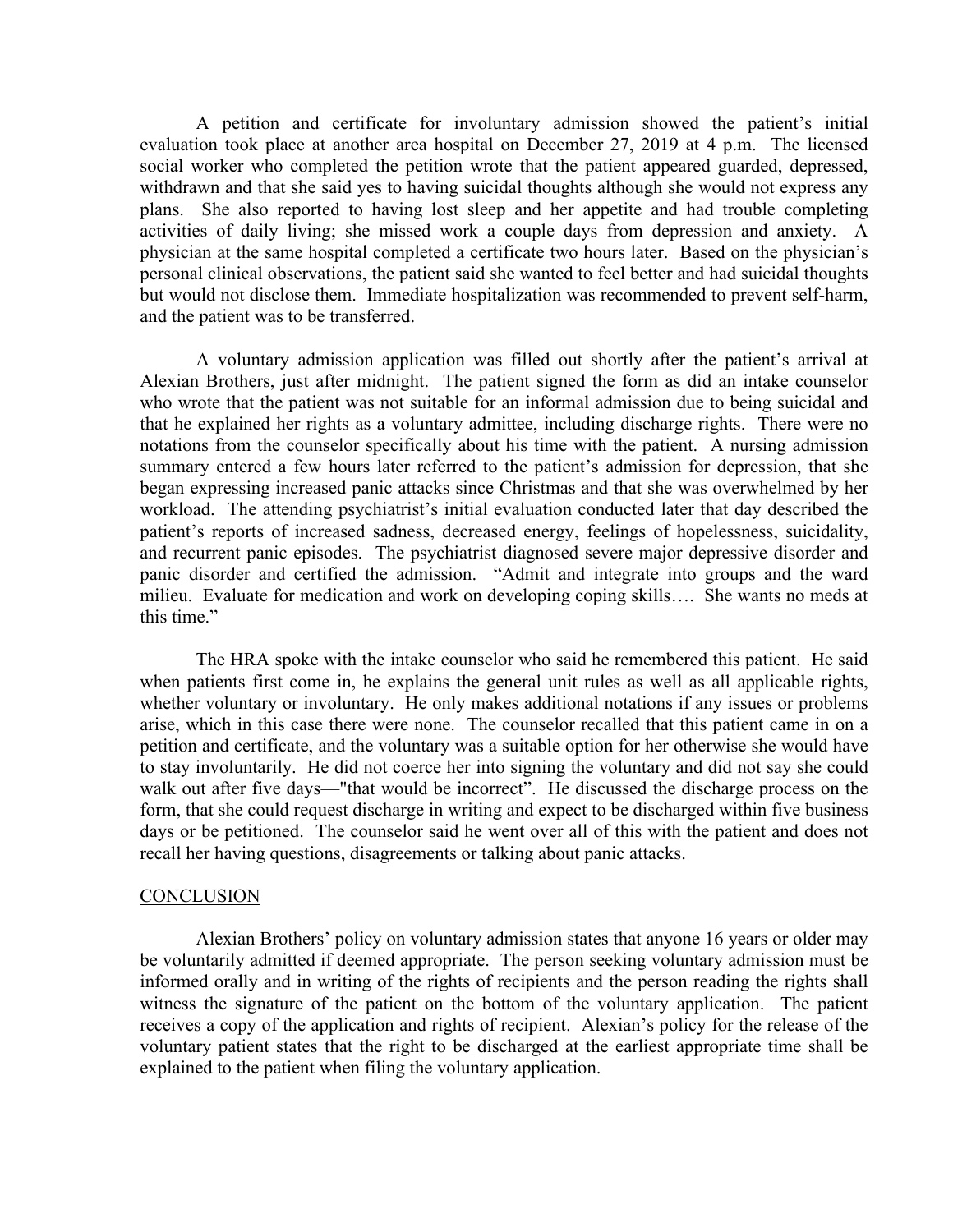A petition and certificate for involuntary admission showed the patient's initial evaluation took place at another area hospital on December 27, 2019 at 4 p.m. The licensed social worker who completed the petition wrote that the patient appeared guarded, depressed, withdrawn and that she said yes to having suicidal thoughts although she would not express any plans. She also reported to having lost sleep and her appetite and had trouble completing activities of daily living; she missed work a couple days from depression and anxiety. A physician at the same hospital completed a certificate two hours later. Based on the physician's personal clinical observations, the patient said she wanted to feel better and had suicidal thoughts but would not disclose them. Immediate hospitalization was recommended to prevent self-harm, and the patient was to be transferred.

A voluntary admission application was filled out shortly after the patient's arrival at Alexian Brothers, just after midnight. The patient signed the form as did an intake counselor who wrote that the patient was not suitable for an informal admission due to being suicidal and that he explained her rights as a voluntary admittee, including discharge rights. There were no notations from the counselor specifically about his time with the patient. A nursing admission summary entered a few hours later referred to the patient's admission for depression, that she began expressing increased panic attacks since Christmas and that she was overwhelmed by her workload. The attending psychiatrist's initial evaluation conducted later that day described the patient's reports of increased sadness, decreased energy, feelings of hopelessness, suicidality, and recurrent panic episodes. The psychiatrist diagnosed severe major depressive disorder and panic disorder and certified the admission. "Admit and integrate into groups and the ward milieu. Evaluate for medication and work on developing coping skills…. She wants no meds at this time."

The HRA spoke with the intake counselor who said he remembered this patient. He said when patients first come in, he explains the general unit rules as well as all applicable rights, whether voluntary or involuntary. He only makes additional notations if any issues or problems arise, which in this case there were none. The counselor recalled that this patient came in on a petition and certificate, and the voluntary was a suitable option for her otherwise she would have to stay involuntarily. He did not coerce her into signing the voluntary and did not say she could walk out after five days—"that would be incorrect". He discussed the discharge process on the form, that she could request discharge in writing and expect to be discharged within five business days or be petitioned. The counselor said he went over all of this with the patient and does not recall her having questions, disagreements or talking about panic attacks.

## CONCLUSION

Alexian Brothers' policy on voluntary admission states that anyone 16 years or older may be voluntarily admitted if deemed appropriate. The person seeking voluntary admission must be informed orally and in writing of the rights of recipients and the person reading the rights shall witness the signature of the patient on the bottom of the voluntary application. The patient receives a copy of the application and rights of recipient. Alexian's policy for the release of the voluntary patient states that the right to be discharged at the earliest appropriate time shall be explained to the patient when filing the voluntary application.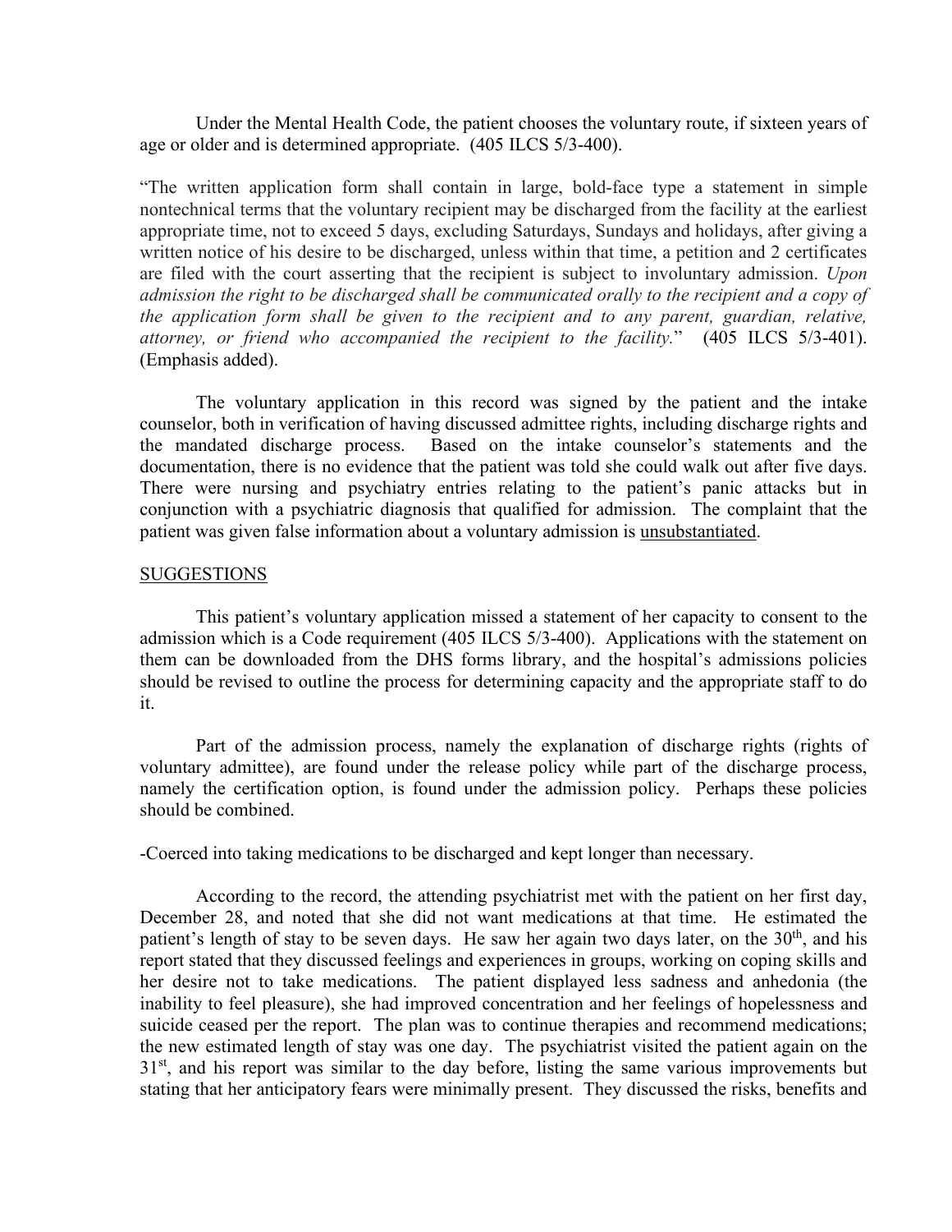Under the Mental Health Code, the patient chooses the voluntary route, if sixteen years of age or older and is determined appropriate. (405 ILCS 5/3-400).

"The written application form shall contain in large, bold-face type a statement in simple nontechnical terms that the voluntary recipient may be discharged from the facility at the earliest appropriate time, not to exceed 5 days, excluding Saturdays, Sundays and holidays, after giving a written notice of his desire to be discharged, unless within that time, a petition and 2 certificates are filed with the court asserting that the recipient is subject to involuntary admission. *Upon admission the right to be discharged shall be communicated orally to the recipient and a copy of the application form shall be given to the recipient and to any parent, guardian, relative, attorney, or friend who accompanied the recipient to the facility.*" (405 ILCS 5/3-401). (Emphasis added).

The voluntary application in this record was signed by the patient and the intake counselor, both in verification of having discussed admittee rights, including discharge rights and the mandated discharge process. Based on the intake counselor's statements and the documentation, there is no evidence that the patient was told she could walk out after five days. There were nursing and psychiatry entries relating to the patient's panic attacks but in conjunction with a psychiatric diagnosis that qualified for admission. The complaint that the patient was given false information about a voluntary admission is <u>unsubstantiated</u>.

<u>SUGGESTIONS</u>

This patient's voluntary application missed a statement of her capacity to consent to the admission which is a Code requirement (405 ILCS 5/3-400). Applications with the statement on them can be downloaded from the DHS forms library, and the hospital's admissions policies should be revised to outline the process for determining capacity and the appropriate staff to do it.

Part of the admission process, namely the explanation of discharge rights (rights of voluntary admittee), are found under the release policy while part of the discharge process, namely the certification option, is found under the admission policy. Perhaps these policies should be combined.

-Coerced into taking medications to be discharged and kept longer than necessary.

According to the record, the attending psychiatrist met with the patient on her first day, December 28, and noted that she did not want medications at that time. He estimated the patient's length of stay to be seven days. He saw her again two days later, on the 30th, and his report stated that they discussed feelings and experiences in groups, working on coping skills and her desire not to take medications. The patient displayed less sadness and anhedonia (the inability to feel pleasure), she had improved concentration and her feelings of hopelessness and suicide ceased per the report. The plan was to continue therapies and recommend medications; the new estimated length of stay was one day. The psychiatrist visited the patient again on the 31st, and his report was similar to the day before, listing the same various improvements but stating that her anticipatory fears were minimally present. They discussed the risks, benefits and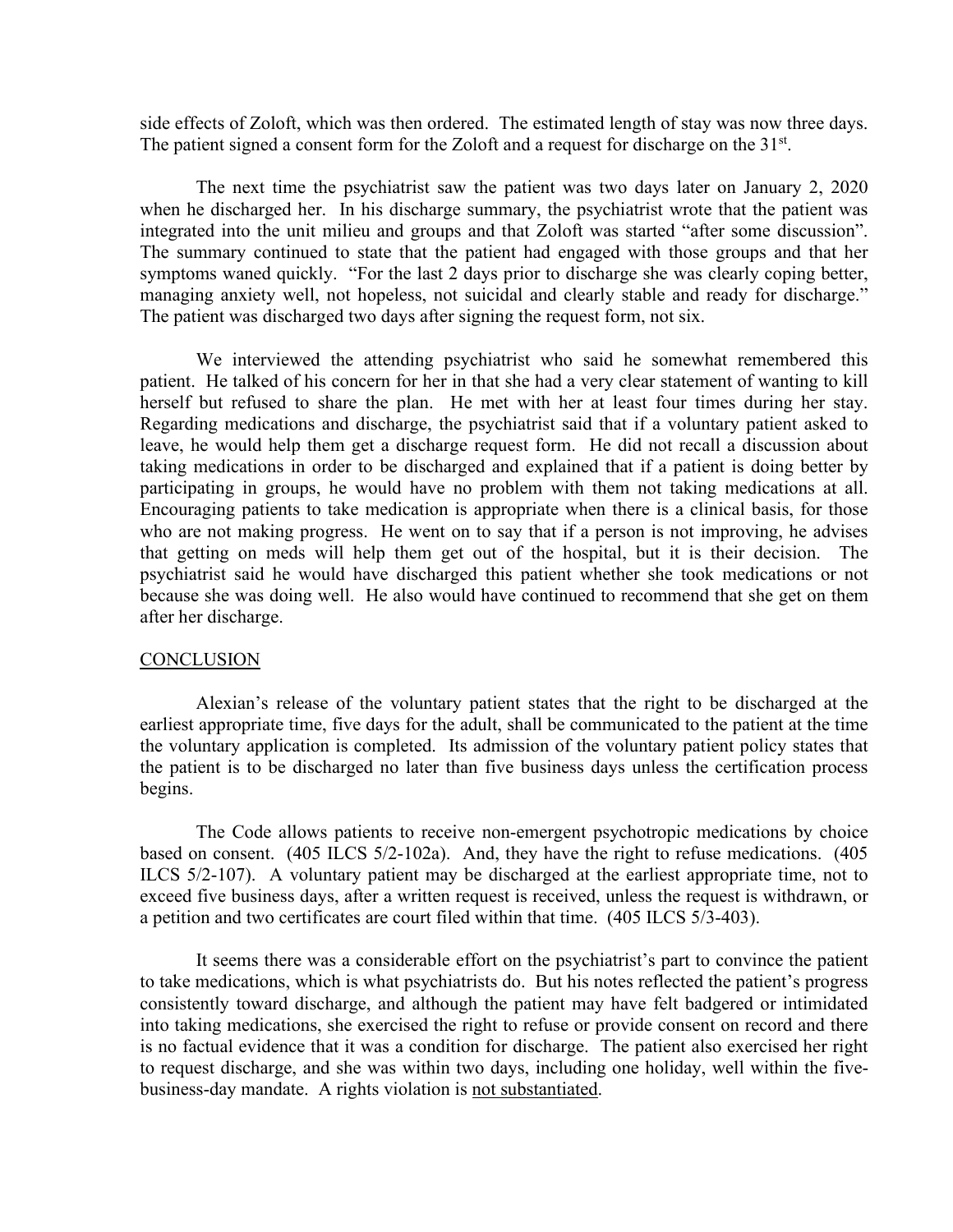side effects of Zoloft, which was then ordered. The estimated length of stay was now three days. The patient signed a consent form for the Zoloft and a request for discharge on the 31st.

The next time the psychiatrist saw the patient was two days later on January 2, 2020 when he discharged her. In his discharge summary, the psychiatrist wrote that the patient was integrated into the unit milieu and groups and that Zoloft was started "after some discussion". The summary continued to state that the patient had engaged with those groups and that her symptoms waned quickly. "For the last 2 days prior to discharge she was clearly coping better, managing anxiety well, not hopeless, not suicidal and clearly stable and ready for discharge." The patient was discharged two days after signing the request form, not six.

We interviewed the attending psychiatrist who said he somewhat remembered this patient. He talked of his concern for her in that she had a very clear statement of wanting to kill herself but refused to share the plan. He met with her at least four times during her stay. Regarding medications and discharge, the psychiatrist said that if a voluntary patient asked to leave, he would help them get a discharge request form. He did not recall a discussion about taking medications in order to be discharged and explained that if a patient is doing better by participating in groups, he would have no problem with them not taking medications at all. Encouraging patients to take medication is appropriate when there is a clinical basis, for those who are not making progress. He went on to say that if a person is not improving, he advises that getting on meds will help them get out of the hospital, but it is their decision. The psychiatrist said he would have discharged this patient whether she took medications or not because she was doing well. He also would have continued to recommend that she get on them after her discharge.

## CONCLUSION

Alexian's release of the voluntary patient states that the right to be discharged at the earliest appropriate time, five days for the adult, shall be communicated to the patient at the time the voluntary application is completed. Its admission of the voluntary patient policy states that the patient is to be discharged no later than five business days unless the certification process begins.

The Code allows patients to receive non-emergent psychotropic medications by choice based on consent. (405 ILCS 5/2-102a). And, they have the right to refuse medications. (405 ILCS 5/2-107). A voluntary patient may be discharged at the earliest appropriate time, not to exceed five business days, after a written request is received, unless the request is withdrawn, or a petition and two certificates are court filed within that time. (405 ILCS 5/3-403).

It seems there was a considerable effort on the psychiatrist's part to convince the patient to take medications, which is what psychiatrists do. But his notes reflected the patient's progress consistently toward discharge, and although the patient may have felt badgered or intimidated into taking medications, she exercised the right to refuse or provide consent on record and there is no factual evidence that it was a condition for discharge. The patient also exercised her right to request discharge, and she was within two days, including one holiday, well within the five-business-day mandate. A rights violation is not substantiated.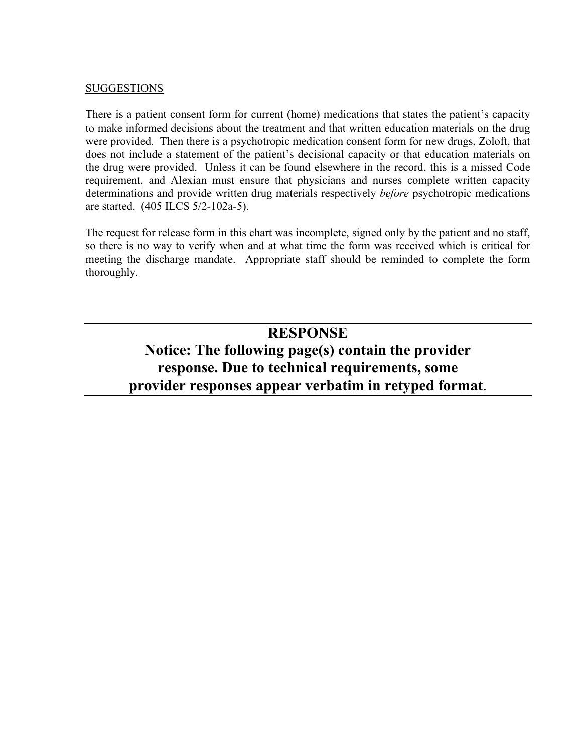SUGGESTIONS

There is a patient consent form for current (home) medications that states the patient's capacity to make informed decisions about the treatment and that written education materials on the drug were provided. Then there is a psychotropic medication consent form for new drugs, Zoloft, that does not include a statement of the patient's decisional capacity or that education materials on the drug were provided. Unless it can be found elsewhere in the record, this is a missed Code requirement, and Alexian must ensure that physicians and nurses complete written capacity determinations and provide written drug materials respectively *before* psychotropic medications are started. (405 ILCS 5/2-102a-5).

The request for release form in this chart was incomplete, signed only by the patient and no staff, so there is no way to verify when and at what time the form was received which is critical for meeting the discharge mandate. Appropriate staff should be reminded to complete the form thoroughly.

---

## RESPONSE

**Notice: The following page(s) contain the provider response. Due to technical requirements, some provider responses appear verbatim in retyped format.**

---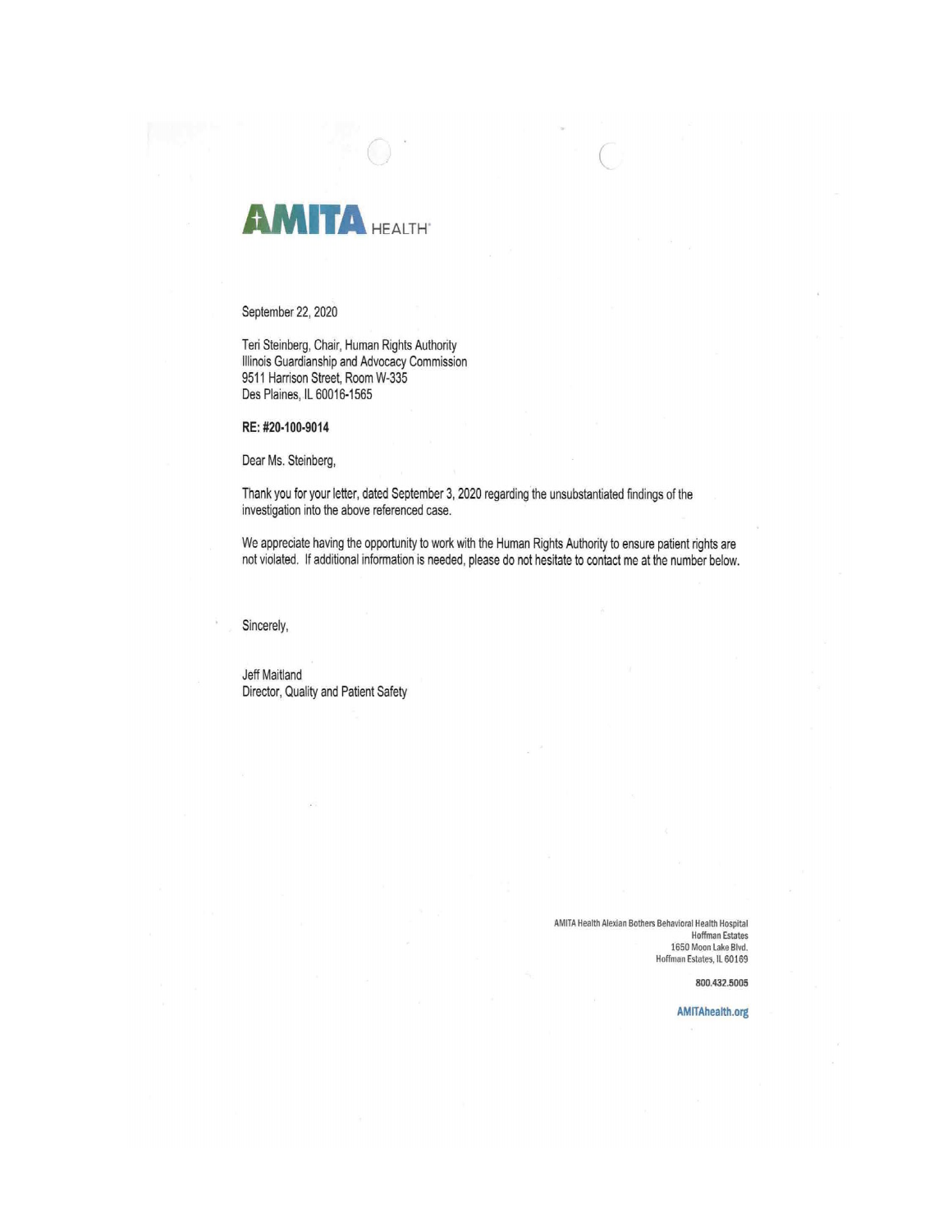**AMITA** HEALTH

September 22, 2020

Teri Steinberg, Chair, Human Rights Authority
Illinois Guardianship and Advocacy Commission
9511 Harrison Street, Room W-335
Des Plaines, IL 60016-1565

**RE: #20-100-9014**

Dear Ms. Steinberg,

Thank you for your letter, dated September 3, 2020 regarding the unsubstantiated findings of the investigation into the above referenced case.

We appreciate having the opportunity to work with the Human Rights Authority to ensure patient rights are not violated. If additional information is needed, please do not hesitate to contact me at the number below.

Sincerely,

Jeff Maitland
Director, Quality and Patient Safety

AMITA Health Alexian Bothers Behavioral Health Hospital
Hoffman Estates
1650 Moon Lake Blvd.
Hoffman Estates, IL 60169

800.432.5005

AMITAhealth.org